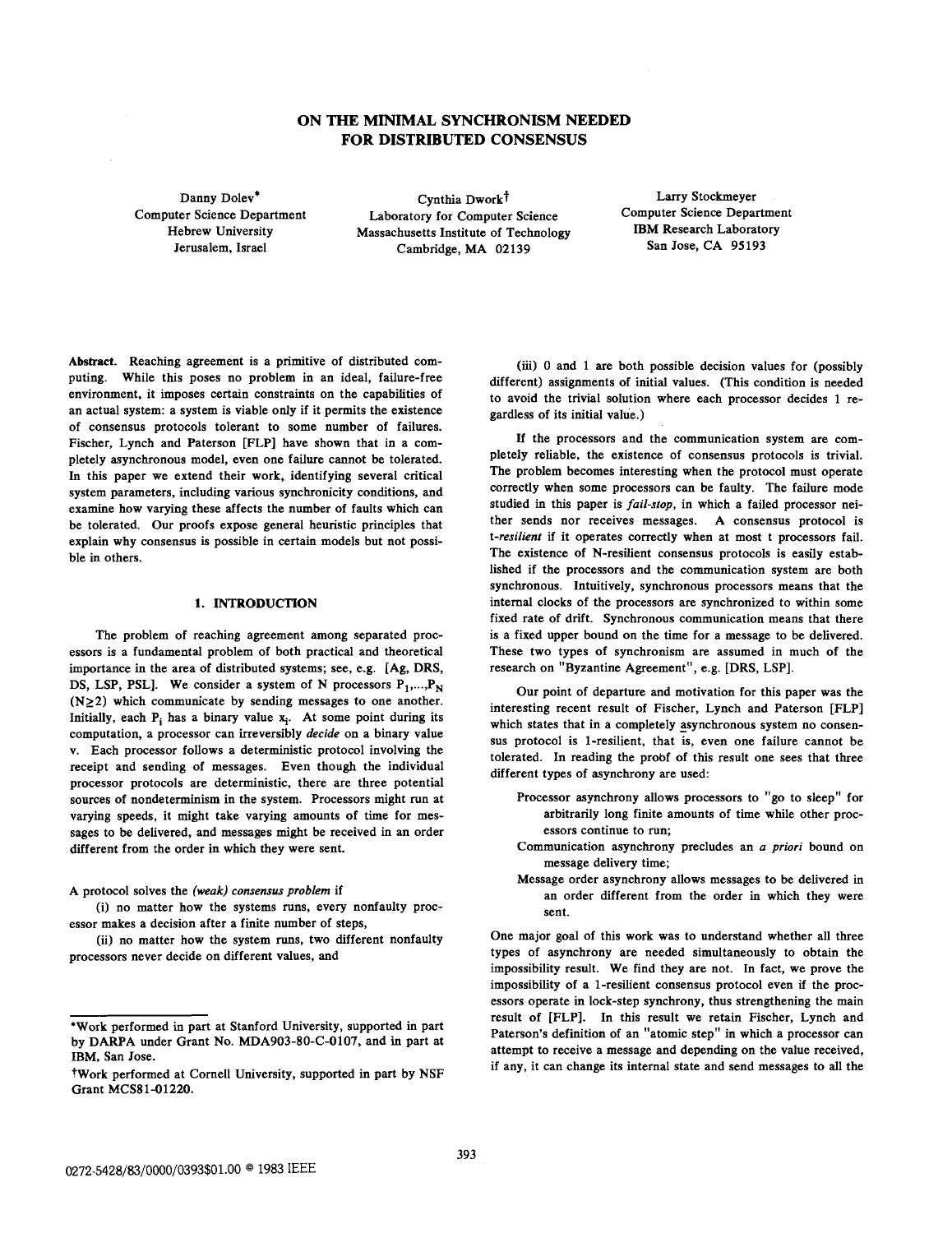# ON THE MINIMAL SYNCHRONISM NEEDED FOR DISTRIBUTED CONSENSUS

Danny Dolev*
Computer Science Department
Hebrew University
Jerusalem, Israel

Cynthia Dwork†
Laboratory for Computer Science
Massachusetts Institute of Technology
Cambridge, MA 02139

Larry Stockmeyer
Computer Science Department
IBM Research Laboratory
San Jose, CA 95193

**Abstract.** Reaching agreement is a primitive of distributed computing. While this poses no problem in an ideal, failure-free environment, it imposes certain constraints on the capabilities of an actual system: a system is viable only if it permits the existence of consensus protocols tolerant to some number of failures. Fischer, Lynch and Paterson [FLP] have shown that in a completely asynchronous model, even one failure cannot be tolerated. In this paper we extend their work, identifying several critical system parameters, including various synchronicity conditions, and examine how varying these affects the number of faults which can be tolerated. Our proofs expose general heuristic principles that explain why consensus is possible in certain models but not possible in others.

## 1. INTRODUCTION

The problem of reaching agreement among separated processors is a fundamental problem of both practical and theoretical importance in the area of distributed systems; see, e.g. [Ag, DRS, DS, LSP, PSL]. We consider a system of N processors $P_1,...,P_N$ ($N \geq 2$) which communicate by sending messages to one another. Initially, each $P_i$ has a binary value $x_i$. At some point during its computation, a processor can irreversibly *decide* on a binary value v. Each processor follows a deterministic protocol involving the receipt and sending of messages. Even though the individual processor protocols are deterministic, there are three potential sources of nondeterminism in the system. Processors might run at varying speeds, it might take varying amounts of time for messages to be delivered, and messages might be received in an order different from the order in which they were sent.

A protocol solves the *(weak) consensus problem* if

(i) no matter how the systems runs, every nonfaulty processor makes a decision after a finite number of steps,

(ii) no matter how the system runs, two different nonfaulty processors never decide on different values, and

(iii) 0 and 1 are both possible decision values for (possibly different) assignments of initial values. (This condition is needed to avoid the trivial solution where each processor decides 1 regardless of its initial value.)

If the processors and the communication system are completely reliable, the existence of consensus protocols is trivial. The problem becomes interesting when the protocol must operate correctly when some processors can be faulty. The failure mode studied in this paper is *fail-stop*, in which a failed processor neither sends nor receives messages. A consensus protocol is *t-resilient* if it operates correctly when at most t processors fail. The existence of N-resilient consensus protocols is easily established if the processors and the communication system are both synchronous. Intuitively, synchronous processors means that the internal clocks of the processors are synchronized to within some fixed rate of drift. Synchronous communication means that there is a fixed upper bound on the time for a message to be delivered. These two types of synchronism are assumed in much of the research on "Byzantine Agreement", e.g. [DRS, LSP].

Our point of departure and motivation for this paper was the interesting recent result of Fischer, Lynch and Paterson [FLP] which states that in a completely asynchronous system no consensus protocol is 1-resilient, that is, even one failure cannot be tolerated. In reading the proof of this result one sees that three different types of asynchrony are used:

Processor asynchrony allows processors to "go to sleep" for arbitrarily long finite amounts of time while other processors continue to run;

Communication asynchrony precludes an *a priori* bound on message delivery time;

Message order asynchrony allows messages to be delivered in an order different from the order in which they were sent.

One major goal of this work was to understand whether all three types of asynchrony are needed simultaneously to obtain the impossibility result. We find they are not. In fact, we prove the impossibility of a 1-resilient consensus protocol even if the processors operate in lock-step synchrony, thus strengthening the main result of [FLP]. In this result we retain Fischer, Lynch and Paterson's definition of an "atomic step" in which a processor can attempt to receive a message and depending on the value received, if any, it can change its internal state and send messages to all the

---

*Work performed in part at Stanford University, supported in part by DARPA under Grant No. MDA903-80-C-0107, and in part at IBM, San Jose.

†Work performed at Cornell University, supported in part by NSF Grant MCS81-01220.

0272-5428/83/0000/0393$01.00 © 1983 IEEE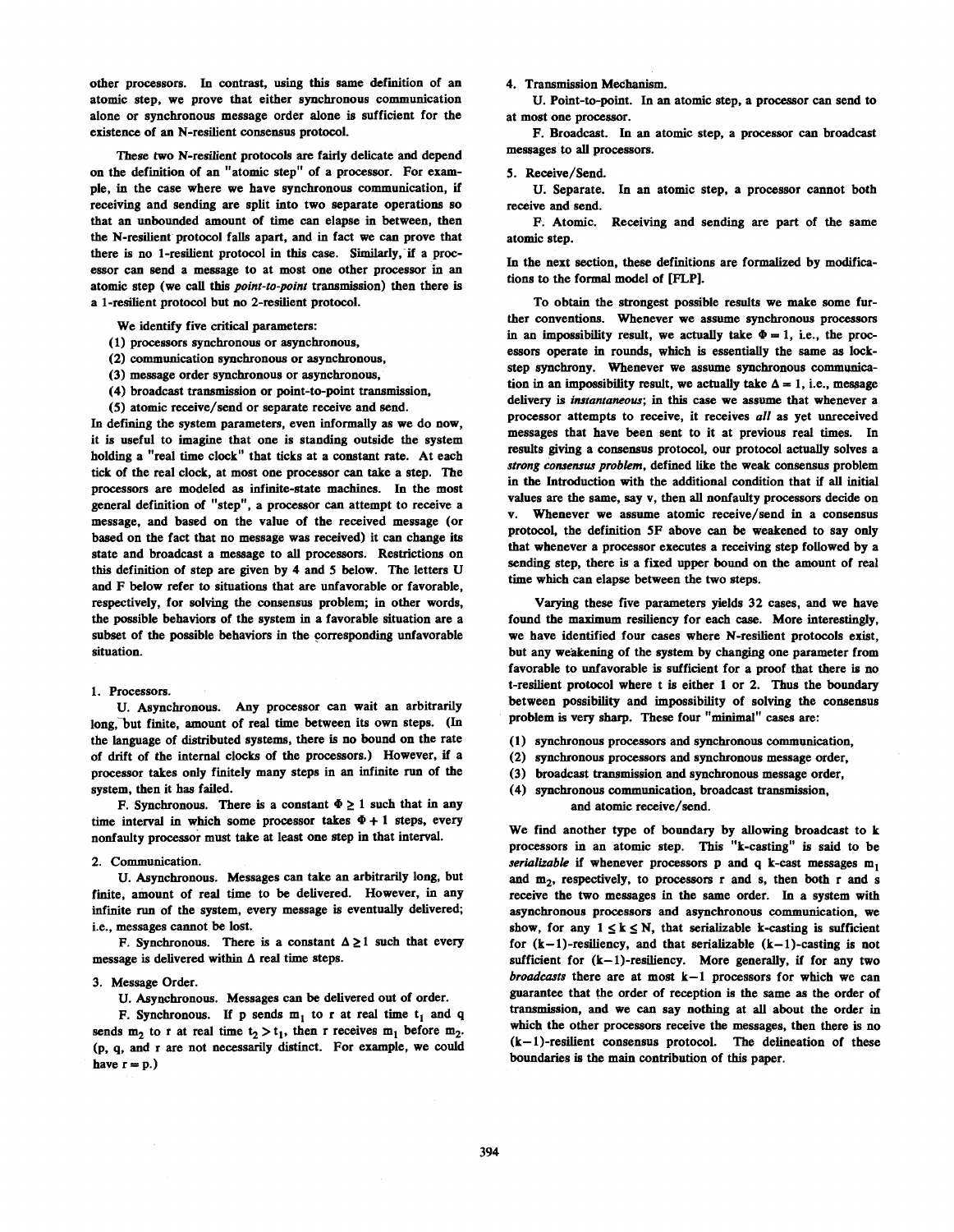other processors. In contrast, using this same definition of an atomic step, we prove that either synchronous communication alone or synchronous message order alone is sufficient for the existence of an N-resilient consensus protocol.

These two N-resilient protocols are fairly delicate and depend on the definition of an "atomic step" of a processor. For example, in the case where we have synchronous communication, if receiving and sending are split into two separate operations so that an unbounded amount of time can elapse in between, then the N-resilient protocol falls apart, and in fact we can prove that there is no 1-resilient protocol in this case. Similarly, if a processor can send a message to at most one other processor in an atomic step (we call this *point-to-point* transmission) then there is a 1-resilient protocol but no 2-resilient protocol.

We identify five critical parameters:

(1) processors synchronous or asynchronous,
(2) communication synchronous or asynchronous,
(3) message order synchronous or asynchronous,
(4) broadcast transmission or point-to-point transmission,
(5) atomic receive/send or separate receive and send.

In defining the system parameters, even informally as we do now, it is useful to imagine that one is standing outside the system holding a "real time clock" that ticks at a constant rate. At each tick of the real clock, at most one processor can take a step. The processors are modeled as infinite-state machines. In the most general definition of "step", a processor can attempt to receive a message, and based on the value of the received message (or based on the fact that no message was received) it can change its state and broadcast a message to all processors. Restrictions on this definition of step are given by 4 and 5 below. The letters U and F below refer to situations that are unfavorable or favorable, respectively, for solving the consensus problem; in other words, the possible behaviors of the system in a favorable situation are a subset of the possible behaviors in the corresponding unfavorable situation.

1. Processors.

U. Asynchronous. Any processor can wait an arbitrarily long, but finite, amount of real time between its own steps. (In the language of distributed systems, there is no bound on the rate of drift of the internal clocks of the processors.) However, if a processor takes only finitely many steps in an infinite run of the system, then it has failed.

F. Synchronous. There is a constant $\Phi \geq 1$ such that in any time interval in which some processor takes $\Phi + 1$ steps, every nonfaulty processor must take at least one step in that interval.

2. Communication.

U. Asynchronous. Messages can take an arbitrarily long, but finite, amount of real time to be delivered. However, in any infinite run of the system, every message is eventually delivered; i.e., messages cannot be lost.

F. Synchronous. There is a constant $\Delta \geq 1$ such that every message is delivered within $\Delta$ real time steps.

3. Message Order.

U. Asynchronous. Messages can be delivered out of order.

F. Synchronous. If p sends $m_1$ to r at real time $t_1$ and q sends $m_2$ to r at real time $t_2 > t_1$, then r receives $m_1$ before $m_2$. (p, q, and r are not necessarily distinct. For example, we could have r = p.)

4. Transmission Mechanism.

U. Point-to-point. In an atomic step, a processor can send to at most one processor.

F. Broadcast. In an atomic step, a processor can broadcast messages to all processors.

5. Receive/Send.

U. Separate. In an atomic step, a processor cannot both receive and send.

F. Atomic. Receiving and sending are part of the same atomic step.

In the next section, these definitions are formalized by modifications to the formal model of [FLP].

To obtain the strongest possible results we make some further conventions. Whenever we assume synchronous processors in an impossibility result, we actually take $\Phi = 1$, i.e., the processors operate in rounds, which is essentially the same as lock-step synchrony. Whenever we assume synchronous communication in an impossibility result, we actually take $\Delta = 1$, i.e., message delivery is *instantaneous*; in this case we assume that whenever a processor attempts to receive, it receives *all* as yet unreceived messages that have been sent to it at previous real times. In results giving a consensus protocol, our protocol actually solves a *strong consensus problem*, defined like the weak consensus problem in the Introduction with the additional condition that if all initial values are the same, say v, then all nonfaulty processors decide on v. Whenever we assume atomic receive/send in a consensus protocol, the definition 5F above can be weakened to say only that whenever a processor executes a receiving step followed by a sending step, there is a fixed upper bound on the amount of real time which can elapse between the two steps.

Varying these five parameters yields 32 cases, and we have found the maximum resiliency for each case. More interestingly, we have identified four cases where N-resilient protocols exist, but any weakening of the system by changing one parameter from favorable to unfavorable is sufficient for a proof that there is no t-resilient protocol where t is either 1 or 2. Thus the boundary between possibility and impossibility of solving the consensus problem is very sharp. These four "minimal" cases are:

(1) synchronous processors and synchronous communication,
(2) synchronous processors and synchronous message order,
(3) broadcast transmission and synchronous message order,
(4) synchronous communication, broadcast transmission, and atomic receive/send.

We find another type of boundary by allowing broadcast to k processors in an atomic step. This "k-casting" is said to be *serializable* if whenever processors p and q k-cast messages $m_1$ and $m_2$, respectively, to processors r and s, then both r and s receive the two messages in the same order. In a system with asynchronous processors and asynchronous communication, we show, for any $1 \leq k \leq N$, that serializable k-casting is sufficient for (k−1)-resiliency, and that serializable (k−1)-casting is not sufficient for (k−1)-resiliency. More generally, if for any two *broadcasts* there are at most k−1 processors for which we can guarantee that the order of reception is the same as the order of transmission, and we can say nothing at all about the order in which the other processors receive the messages, then there is no (k−1)-resilient consensus protocol. The delineation of these boundaries is the main contribution of this paper.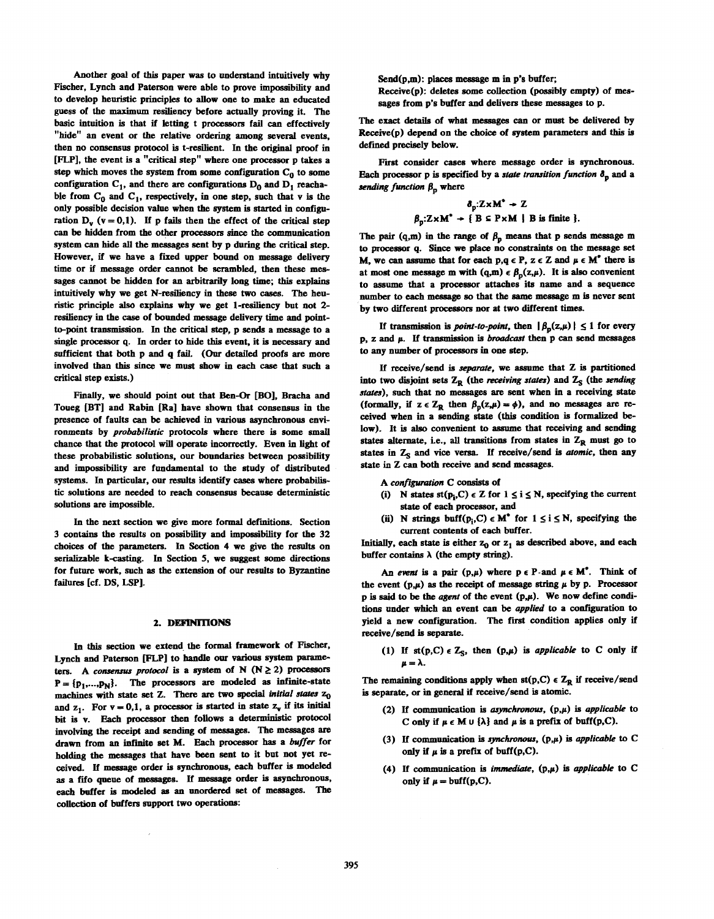Another goal of this paper was to understand intuitively why Fischer, Lynch and Paterson were able to prove impossibility and to develop heuristic principles to allow one to make an educated guess of the maximum resiliency before actually proving it. The basic intuition is that if letting t processors fail can effectively "hide" an event or the relative ordering among several events, then no consensus protocol is t-resilient. In the original proof in [FLP], the event is a "critical step" where one processor p takes a step which moves the system from some configuration $C_0$ to some configuration $C_1$, and there are configurations $D_0$ and $D_1$ reachable from $C_0$ and $C_1$, respectively, in one step, such that v is the only possible decision value when the system is started in configuration $D_v$ ($v = 0,1$). If p fails then the effect of the critical step can be hidden from the other processors since the communication system can hide all the messages sent by p during the critical step. However, if we have a fixed upper bound on message delivery time or if message order cannot be scrambled, then these messages cannot be hidden for an arbitrarily long time; this explains intuitively why we get N-resiliency in these two cases. The heuristic principle also explains why we get 1-resiliency but not 2-resiliency in the case of bounded message delivery time and point-to-point transmission. In the critical step, p sends a message to a single processor q. In order to hide this event, it is necessary and sufficient that both p and q fail. (Our detailed proofs are more involved than this since we must show in each case that such a critical step exists.)

Finally, we should point out that Ben-Or [BO], Bracha and Toueg [BT] and Rabin [Ra] have shown that consensus in the presence of faults can be achieved in various asynchronous environments by *probabilistic* protocols where there is some small chance that the protocol will operate incorrectly. Even in light of these probabilistic solutions, our boundaries between possibility and impossibility are fundamental to the study of distributed systems. In particular, our results identify cases where probabilistic solutions are needed to reach consensus because deterministic solutions are impossible.

In the next section we give more formal definitions. Section 3 contains the results on possibility and impossibility for the 32 choices of the parameters. In Section 4 we give the results on serializable k-casting. In Section 5, we suggest some directions for future work, such as the extension of our results to Byzantine failures [cf. DS, LSP].

## 2. DEFINITIONS

In this section we extend the formal framework of Fischer, Lynch and Paterson [FLP] to handle our various system parameters. A *consensus protocol* is a system of N ($N \geq 2$) processors $P = \{p_1,...,p_N\}$. The processors are modeled as infinite-state machines with state set Z. There are two special *initial states* $z_0$ and $z_1$. For $v = 0,1$, a processor is started in state $z_v$ if its initial bit is v. Each processor then follows a deterministic protocol involving the receipt and sending of messages. The messages are drawn from an infinite set M. Each processor has a *buffer* for holding the messages that have been sent to it but not yet received. If message order is synchronous, each buffer is modeled as a fifo queue of messages. If message order is asynchronous, each buffer is modeled as an unordered set of messages. The collection of buffers support two operations:

Send(p,m): places message m in p's buffer;
Receive(p): deletes some collection (possibly empty) of messages from p's buffer and delivers these messages to p.

The exact details of what messages can or must be delivered by Receive(p) depend on the choice of system parameters and this is defined precisely below.

First consider cases where message order is synchronous. Each processor p is specified by a *state transition function* $\delta_p$ and a *sending function* $\beta_p$ where

$$\delta_p: Z \times M^* \rightarrow Z$$
$$\beta_p: Z \times M^* \rightarrow \{ B \subseteq P \times M \mid B \text{ is finite} \}.$$

The pair (q,m) in the range of $\beta_p$ means that p sends message m to processor q. Since we place no constraints on the message set M, we can assume that for each $p,q \in P$, $z \in Z$ and $\mu \in M^*$ there is at most one message m with $(q,m) \in \beta_p(z,\mu)$. It is also convenient to assume that a processor attaches its name and a sequence number to each message so that the same message m is never sent by two different processors nor at two different times.

If transmission is *point-to-point*, then $|\beta_p(z,\mu)| \leq 1$ for every p, z and $\mu$. If transmission is *broadcast* then p can send messages to any number of processors in one step.

If receive/send is *separate*, we assume that Z is partitioned into two disjoint sets $Z_R$ (the *receiving states*) and $Z_S$ (the *sending states*), such that no messages are sent when in a receiving state (formally, if $z \in Z_R$ then $\beta_p(z,\mu) = \phi$), and no messages are received when in a sending state (this condition is formalized below). It is also convenient to assume that receiving and sending states alternate, i.e., all transitions from states in $Z_R$ must go to states in $Z_S$ and vice versa. If receive/send is *atomic*, then any state in Z can both receive and send messages.

A *configuration* C consists of

(i) N states $st(p_i,C) \in Z$ for $1 \leq i \leq N$, specifying the current state of each processor, and
(ii) N strings $buff(p_i,C) \in M^*$ for $1 \leq i \leq N$, specifying the current contents of each buffer.

Initially, each state is either $z_0$ or $z_1$ as described above, and each buffer contains $\lambda$ (the empty string).

An *event* is a pair $(p,\mu)$ where $p \in P$ and $\mu \in M^*$. Think of the event $(p,\mu)$ as the receipt of message string $\mu$ by p. Processor p is said to be the *agent* of the event $(p,\mu)$. We now define conditions under which an event can be *applied* to a configuration to yield a new configuration. The first condition applies only if receive/send is separate.

(1) If $st(p,C) \in Z_S$, then $(p,\mu)$ is *applicable* to C only if $\mu = \lambda$.

The remaining conditions apply when $st(p,C) \in Z_R$ if receive/send is separate, or in general if receive/send is atomic.

(2) If communication is *asynchronous*, $(p,\mu)$ is *applicable* to C only if $\mu \in M \cup \{\lambda\}$ and $\mu$ is a prefix of buff(p,C).

(3) If communication is *synchronous*, $(p,\mu)$ is *applicable* to C only if $\mu$ is a prefix of buff(p,C).

(4) If communication is *immediate*, $(p,\mu)$ is *applicable* to C only if $\mu$ = buff(p,C).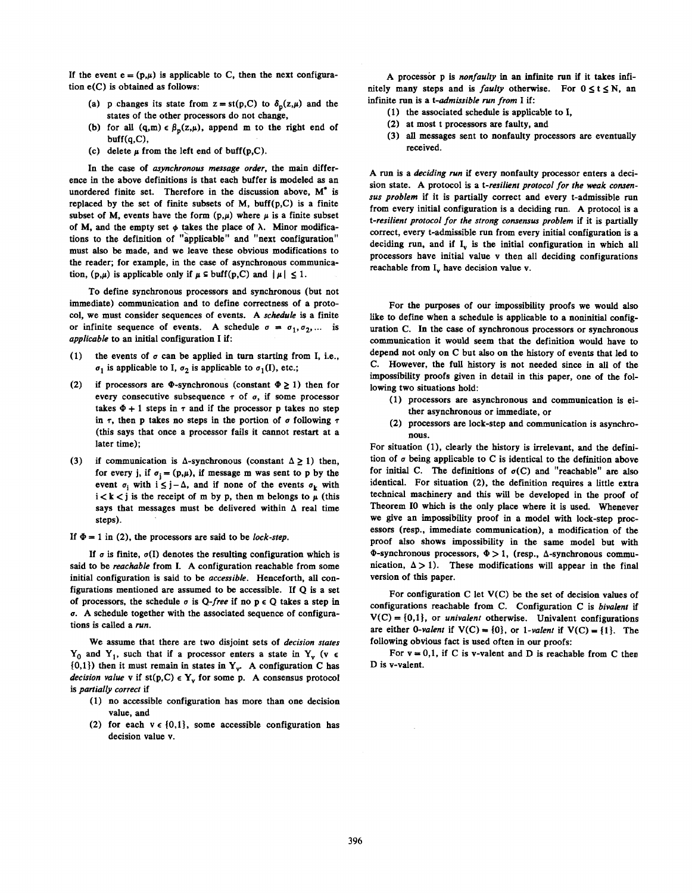If the event $e = (p,\mu)$ is applicable to C, then the next configuration $e(C)$ is obtained as follows:

(a) p changes its state from $z = st(p,C)$ to $\delta_p(z,\mu)$ and the states of the other processors do not change,

(b) for all $(q,m) \in \beta_p(z,\mu)$, append m to the right end of $buff(q,C)$,

(c) delete $\mu$ from the left end of $buff(p,C)$.

In the case of *asynchronous message order*, the main difference in the above definitions is that each buffer is modeled as an unordered finite set. Therefore in the discussion above, $M^*$ is replaced by the set of finite subsets of M, $buff(p,C)$ is a finite subset of M, events have the form $(p,\mu)$ where $\mu$ is a finite subset of M, and the empty set $\phi$ takes the place of $\lambda$. Minor modifications to the definition of "applicable" and "next configuration" must also be made, and we leave these obvious modifications to the reader; for example, in the case of asynchronous communication, $(p,\mu)$ is applicable only if $\mu \subseteq buff(p,C)$ and $|\mu| \leq 1$.

To define synchronous processors and synchronous (but not immediate) communication and to define correctness of a protocol, we must consider sequences of events. A *schedule* is a finite or infinite sequence of events. A schedule $\sigma = \sigma_1, \sigma_2, \ldots$ is *applicable* to an initial configuration I if:

(1) the events of $\sigma$ can be applied in turn starting from I, i.e., $\sigma_1$ is applicable to I, $\sigma_2$ is applicable to $\sigma_1(I)$, etc.;

(2) if processors are $\Phi$-synchronous (constant $\Phi \geq 1$) then for every consecutive subsequence $\tau$ of $\sigma$, if some processor takes $\Phi + 1$ steps in $\tau$ and if the processor p takes no step in $\tau$, then p takes no steps in the portion of $\sigma$ following $\tau$ (this says that once a processor fails it cannot restart at a later time);

(3) if communication is $\Delta$-synchronous (constant $\Delta \geq 1$) then, for every j, if $\sigma_j = (p,\mu)$, if message m was sent to p by the event $\sigma_i$ with $i \leq j - \Delta$, and if none of the events $\sigma_k$ with $i < k < j$ is the receipt of m by p, then m belongs to $\mu$ (this says that messages must be delivered within $\Delta$ real time steps).

If $\Phi = 1$ in (2), the processors are said to be *lock-step*.

If $\sigma$ is finite, $\sigma(I)$ denotes the resulting configuration which is said to be *reachable* from I. A configuration reachable from some initial configuration is said to be *accessible*. Henceforth, all configurations mentioned are assumed to be accessible. If Q is a set of processors, the schedule $\sigma$ is *Q-free* if no $p \in Q$ takes a step in $\sigma$. A schedule together with the associated sequence of configurations is called a *run*.

We assume that there are two disjoint sets of *decision states* $Y_0$ and $Y_1$, such that if a processor enters a state in $Y_v$ ($v \in \{0,1\}$) then it must remain in states in $Y_v$. A configuration C has *decision value* v if $st(p,C) \in Y_v$ for some p. A consensus protocol is *partially correct* if

(1) no accessible configuration has more than one decision value, and

(2) for each $v \in \{0,1\}$, some accessible configuration has decision value v.

A processor p is *nonfaulty* in an infinite run if it takes infinitely many steps and is *faulty* otherwise. For $0 \leq t \leq N$, an infinite run is a *t-admissible run from* I if:

(1) the associated schedule is applicable to I,

(2) at most t processors are faulty, and

(3) all messages sent to nonfaulty processors are eventually received.

A run is a *deciding run* if every nonfaulty processor enters a decision state. A protocol is a *t-resilient protocol for the weak consensus problem* if it is partially correct and every t-admissible run from every initial configuration is a deciding run. A protocol is a *t-resilient protocol for the strong consensus problem* if it is partially correct, every t-admissible run from every initial configuration is a deciding run, and if $I_v$ is the initial configuration in which all processors have initial value v then all deciding configurations reachable from $I_v$ have decision value v.

For the purposes of our impossibility proofs we would also like to define when a schedule is applicable to a noninitial configuration C. In the case of synchronous processors or synchronous communication it would seem that the definition would have to depend not only on C but also on the history of events that led to C. However, the full history is not needed since in all of the impossibility proofs given in detail in this paper, one of the following two situations hold:

(1) processors are asynchronous and communication is either asynchronous or immediate, or

(2) processors are lock-step and communication is asynchronous.

For situation (1), clearly the history is irrelevant, and the definition of $\sigma$ being applicable to C is identical to the definition above for initial C. The definitions of $\sigma(C)$ and "reachable" are also identical. For situation (2), the definition requires a little extra technical machinery and this will be developed in the proof of Theorem I0 which is the only place where it is used. Whenever we give an impossibility proof in a model with lock-step processors (resp., immediate communication), a modification of the proof also shows impossibility in the same model but with $\Phi$-synchronous processors, $\Phi > 1$, (resp., $\Delta$-synchronous communication, $\Delta > 1$). These modifications will appear in the final version of this paper.

For configuration C let V(C) be the set of decision values of configurations reachable from C. Configuration C is *bivalent* if $V(C) = \{0,1\}$, or *univalent* otherwise. Univalent configurations are either *0-valent* if $V(C) = \{0\}$, or *1-valent* if $V(C) = \{1\}$. The following obvious fact is used often in our proofs:

For $v = 0,1$, if C is v-valent and D is reachable from C then D is v-valent.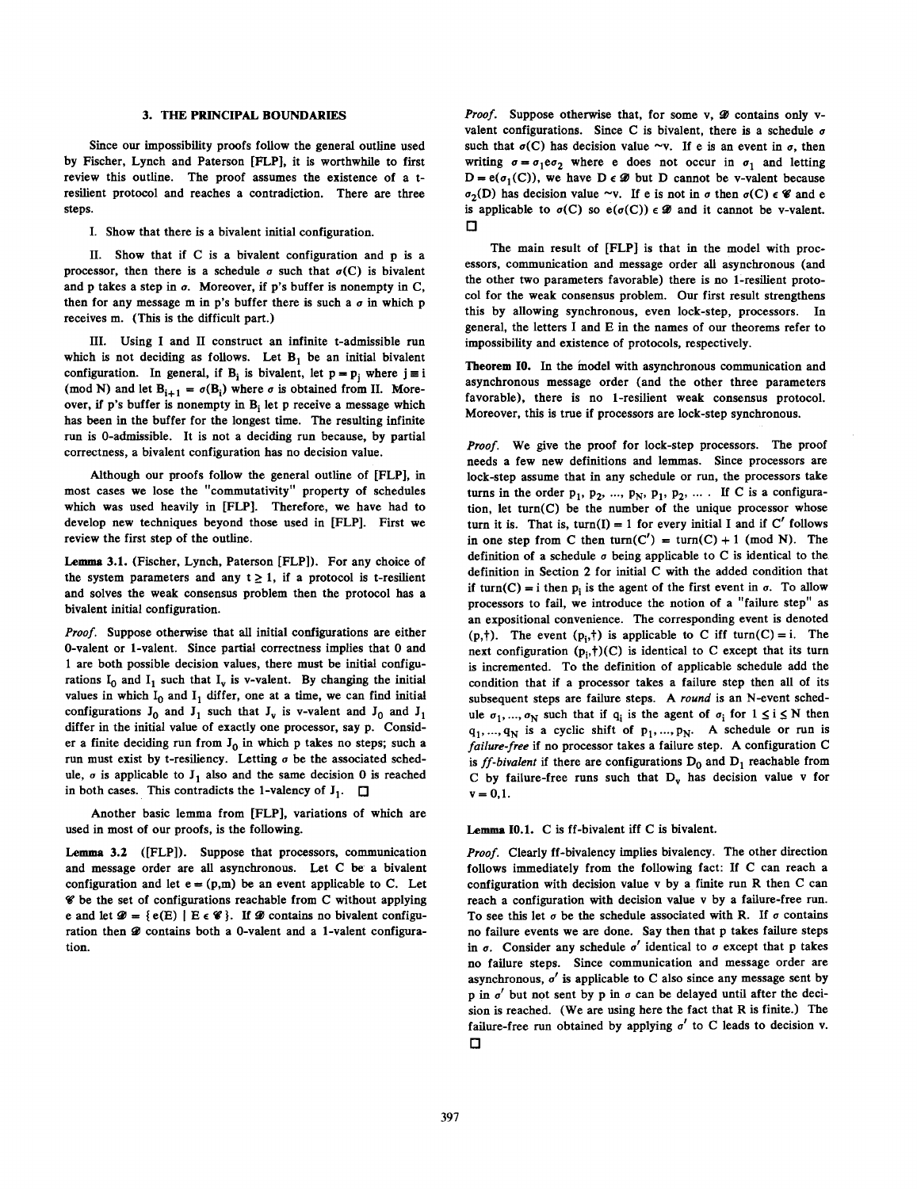## 3. THE PRINCIPAL BOUNDARIES

Since our impossibility proofs follow the general outline used by Fischer, Lynch and Paterson [FLP], it is worthwhile to first review this outline. The proof assumes the existence of a t-resilient protocol and reaches a contradiction. There are three steps.

I. Show that there is a bivalent initial configuration.

II. Show that if C is a bivalent configuration and p is a processor, then there is a schedule $\sigma$ such that $\sigma(C)$ is bivalent and p takes a step in $\sigma$. Moreover, if p's buffer is nonempty in C, then for any message m in p's buffer there is such a $\sigma$ in which p receives m. (This is the difficult part.)

III. Using I and II construct an infinite t-admissible run which is not deciding as follows. Let $B_1$ be an initial bivalent configuration. In general, if $B_i$ is bivalent, let $p = p_j$ where $j \equiv i \pmod N$ and let $B_{i+1} = \sigma(B_i)$ where $\sigma$ is obtained from II. Moreover, if p's buffer is nonempty in $B_i$ let p receive a message which has been in the buffer for the longest time. The resulting infinite run is 0-admissible. It is not a deciding run because, by partial correctness, a bivalent configuration has no decision value.

Although our proofs follow the general outline of [FLP], in most cases we lose the "commutativity" property of schedules which was used heavily in [FLP]. Therefore, we have had to develop new techniques beyond those used in [FLP]. First we review the first step of the outline.

**Lemma 3.1.** (Fischer, Lynch, Paterson [FLP]). For any choice of the system parameters and any $t \geq 1$, if a protocol is t-resilient and solves the weak consensus problem then the protocol has a bivalent initial configuration.

*Proof.* Suppose otherwise that all initial configurations are either 0-valent or 1-valent. Since partial correctness implies that 0 and 1 are both possible decision values, there must be initial configurations $I_0$ and $I_1$ such that $I_v$ is v-valent. By changing the initial values in which $I_0$ and $I_1$ differ, one at a time, we can find initial configurations $J_0$ and $J_1$ such that $J_v$ is v-valent and $J_0$ and $J_1$ differ in the initial value of exactly one processor, say p. Consider a finite deciding run from $J_0$ in which p takes no steps; such a run must exist by t-resiliency. Letting $\sigma$ be the associated schedule, $\sigma$ is applicable to $J_1$ also and the same decision 0 is reached in both cases. This contradicts the 1-valency of $J_1$. □

Another basic lemma from [FLP], variations of which are used in most of our proofs, is the following.

**Lemma 3.2** ([FLP]). Suppose that processors, communication and message order are all asynchronous. Let C be a bivalent configuration and let $e = (p,m)$ be an event applicable to C. Let $\mathscr{C}$ be the set of configurations reachable from C without applying e and let $\mathscr{D} = \{ e(E) \mid E \in \mathscr{C} \}$. If $\mathscr{D}$ contains no bivalent configuration then $\mathscr{D}$ contains both a 0-valent and a 1-valent configuration.

*Proof.* Suppose otherwise that, for some v, $\mathscr{D}$ contains only v-valent configurations. Since C is bivalent, there is a schedule $\sigma$ such that $\sigma(C)$ has decision value $\sim$v. If e is an event in $\sigma$, then writing $\sigma = \sigma_1 e \sigma_2$ where e does not occur in $\sigma_1$ and letting $D = e(\sigma_1(C))$, we have $D \in \mathscr{D}$ but D cannot be v-valent because $\sigma_2(D)$ has decision value $\sim$v. If e is not in $\sigma$ then $\sigma(C) \in \mathscr{C}$ and e is applicable to $\sigma(C)$ so $e(\sigma(C)) \in \mathscr{D}$ and it cannot be v-valent. □

The main result of [FLP] is that in the model with processors, communication and message order all asynchronous (and the other two parameters favorable) there is no 1-resilient protocol for the weak consensus problem. Our first result strengthens this by allowing synchronous, even lock-step, processors. In general, the letters I and E in the names of our theorems refer to impossibility and existence of protocols, respectively.

**Theorem I0.** In the model with asynchronous communication and asynchronous message order (and the other three parameters favorable), there is no 1-resilient weak consensus protocol. Moreover, this is true if processors are lock-step synchronous.

*Proof.* We give the proof for lock-step processors. The proof needs a few new definitions and lemmas. Since processors are lock-step assume that in any schedule or run, the processors take turns in the order $p_1, p_2, \ldots, p_N, p_1, p_2, \ldots$ . If C is a configuration, let turn(C) be the number of the unique processor whose turn it is. That is, turn(I) = 1 for every initial I and if C' follows in one step from C then turn(C') = turn(C) + 1 (mod N). The definition of a schedule $\sigma$ being applicable to C is identical to the definition in Section 2 for initial C with the added condition that if turn(C) = i then $p_i$ is the agent of the first event in $\sigma$. To allow processors to fail, we introduce the notion of a "failure step" as an expositional convenience. The corresponding event is denoted $(p,\dagger)$. The event $(p_i,\dagger)$ is applicable to C iff turn(C) = i. The next configuration $(p_i,\dagger)(C)$ is identical to C except that its turn is incremented. To the definition of applicable schedule add the condition that if a processor takes a failure step then all of its subsequent steps are failure steps. A *round* is an N-event schedule $\sigma_1, \ldots, \sigma_N$ such that if $q_i$ is the agent of $\sigma_i$ for $1 \leq i \leq N$ then $q_1, \ldots, q_N$ is a cyclic shift of $p_1, \ldots, p_N$. A schedule or run is *failure-free* if no processor takes a failure step. A configuration C is *ff-bivalent* if there are configurations $D_0$ and $D_1$ reachable from C by failure-free runs such that $D_v$ has decision value v for v = 0,1.

**Lemma I0.1.** C is ff-bivalent iff C is bivalent.

*Proof.* Clearly ff-bivalency implies bivalency. The other direction follows immediately from the following fact: If C can reach a configuration with decision value v by a finite run R then C can reach a configuration with decision value v by a failure-free run. To see this let $\sigma$ be the schedule associated with R. If $\sigma$ contains no failure events we are done. Say then that p takes failure steps in $\sigma$. Consider any schedule $\sigma'$ identical to $\sigma$ except that p takes no failure steps. Since communication and message order are asynchronous, $\sigma'$ is applicable to C also since any message sent by p in $\sigma'$ but not sent by p in $\sigma$ can be delayed until after the decision is reached. (We are using here the fact that R is finite.) The failure-free run obtained by applying $\sigma'$ to C leads to decision v. □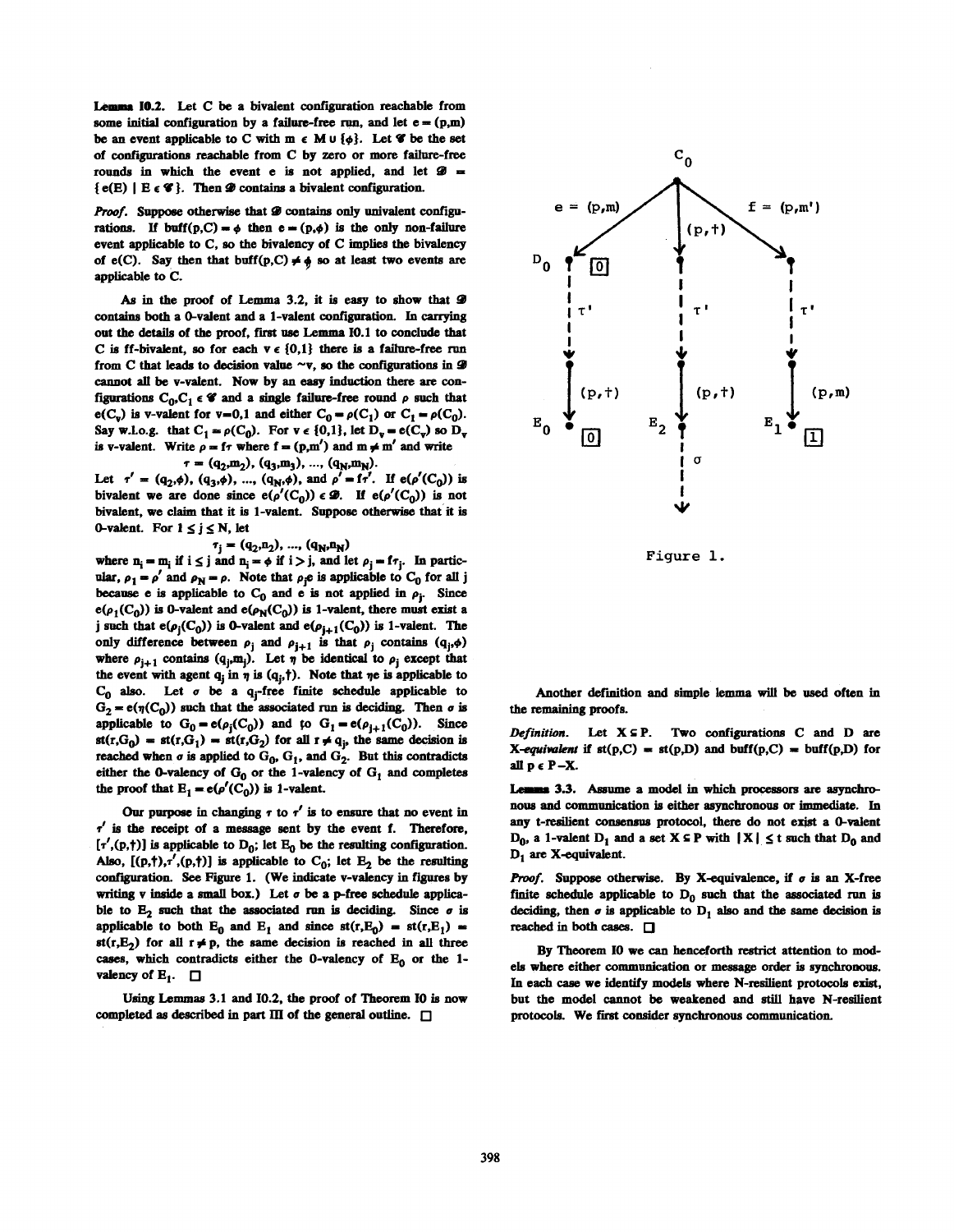**Lemma 10.2.** Let $C$ be a bivalent configuration reachable from some initial configuration by a failure-free run, and let $e = (p,m)$ be an event applicable to $C$ with $m \in M \cup \{\phi\}$. Let $\mathscr{C}$ be the set of configurations reachable from $C$ by zero or more failure-free rounds in which the event $e$ is not applied, and let $\mathscr{D} = \{e(E) \mid E \in \mathscr{C}\}$. Then $\mathscr{D}$ contains a bivalent configuration.

*Proof.* Suppose otherwise that $\mathscr{D}$ contains only univalent configurations. If $\mathrm{buff}(p,C) = \phi$ then $e = (p,\phi)$ is the only non-failure event applicable to $C$, so the bivalency of $C$ implies the bivalency of $e(C)$. Say then that $\mathrm{buff}(p,C) \neq \phi$ so at least two events are applicable to $C$.

As in the proof of Lemma 3.2, it is easy to show that $\mathscr{D}$ contains both a 0-valent and a 1-valent configuration. In carrying out the details of the proof, first use Lemma 10.1 to conclude that $C$ is ff-bivalent, so for each $v \in \{0,1\}$ there is a failure-free run from $C$ that leads to decision value $\sim v$, so the configurations in $\mathscr{D}$ cannot all be $v$-valent. Now by an easy induction there are configurations $C_0, C_1 \in \mathscr{C}$ and a single failure-free round $\rho$ such that $e(C_v)$ is $v$-valent for $v=0,1$ and either $C_0 = \rho(C_1)$ or $C_1 = \rho(C_0)$. Say w.l.o.g. that $C_1 = \rho(C_0)$. For $v \in \{0,1\}$, let $D_v = e(C_v)$ so $D_v$ is $v$-valent. Write $\rho = f\tau$ where $f = (p,m')$ and $m \neq m'$ and write

$$\tau = (q_2,m_2), (q_3,m_3), \ldots, (q_N,m_N).$$

Let $\tau' = (q_2,\phi), (q_3,\phi), \ldots, (q_N,\phi)$, and $\rho' = f\tau'$. If $e(\rho'(C_0))$ is bivalent we are done since $e(\rho'(C_0)) \in \mathscr{D}$. If $e(\rho'(C_0))$ is not bivalent, we claim that it is 1-valent. Suppose otherwise that it is 0-valent. For $1 \leq j \leq N$, let

$$\tau_j = (q_2,n_2), \ldots, (q_N,n_N)$$

where $n_i = m_i$ if $i \leq j$ and $n_i = \phi$ if $i > j$, and let $\rho_j = f\tau_j$. In particular, $\rho_1 = \rho'$ and $\rho_N = \rho$. Note that $\rho_j e$ is applicable to $C_0$ for all $j$ because $e$ is applicable to $C_0$ and $e$ is not applied in $\rho_j$. Since $e(\rho_1(C_0))$ is 0-valent and $e(\rho_N(C_0))$ is 1-valent, there must exist a $j$ such that $e(\rho_j(C_0))$ is 0-valent and $e(\rho_{j+1}(C_0))$ is 1-valent. The only difference between $\rho_j$ and $\rho_{j+1}$ is that $\rho_j$ contains $(q_j,\phi)$ where $\rho_{j+1}$ contains $(q_j,m_j)$. Let $\eta$ be identical to $\rho_j$ except that the event with agent $q_j$ in $\eta$ is $(q_j,\dagger)$. Note that $\eta e$ is applicable to $C_0$ also. Let $\sigma$ be a $q_j$-free finite schedule applicable to $G_2 = e(\eta(C_0))$ such that the associated run is deciding. Then $\sigma$ is applicable to $G_0 = e(\rho_j(C_0))$ and to $G_1 = e(\rho_{j+1}(C_0))$. Since $\mathrm{st}(r,G_0) = \mathrm{st}(r,G_1) = \mathrm{st}(r,G_2)$ for all $r \neq q_j$, the same decision is reached when $\sigma$ is applied to $G_0$, $G_1$, and $G_2$. But this contradicts either the 0-valency of $G_0$ or the 1-valency of $G_1$ and completes the proof that $E_1 = e(\rho'(C_0))$ is 1-valent.

Our purpose in changing $\tau$ to $\tau'$ is to ensure that no event in $\tau'$ is the receipt of a message sent by the event $f$. Therefore, $[\tau',(p,\dagger)]$ is applicable to $D_0$; let $E_0$ be the resulting configuration. Also, $[(p,\dagger),\tau',(p,\dagger)]$ is applicable to $C_0$; let $E_2$ be the resulting configuration. See Figure 1. (We indicate v-valency in figures by writing v inside a small box.) Let $\sigma$ be a p-free schedule applicable to $E_2$ such that the associated run is deciding. Since $\sigma$ is applicable to both $E_0$ and $E_1$ and since $\mathrm{st}(r,E_0) = \mathrm{st}(r,E_1) = \mathrm{st}(r,E_2)$ for all $r \neq p$, the same decision is reached in all three cases, which contradicts either the 0-valency of $E_0$ or the 1-valency of $E_1$. $\square$

Using Lemmas 3.1 and 10.2, the proof of Theorem 10 is now completed as described in part III of the general outline. $\square$

Figure 1.

Another definition and simple lemma will be used often in the remaining proofs.

*Definition.* Let $X \subseteq P$. Two configurations $C$ and $D$ are *X-equivalent* if $\mathrm{st}(p,C) = \mathrm{st}(p,D)$ and $\mathrm{buff}(p,C) = \mathrm{buff}(p,D)$ for all $p \in P - X$.

**Lemma 3.3.** Assume a model in which processors are asynchronous and communication is either asynchronous or immediate. In any t-resilient consensus protocol, there do not exist a 0-valent $D_0$, a 1-valent $D_1$ and a set $X \subseteq P$ with $|X| \leq t$ such that $D_0$ and $D_1$ are X-equivalent.

*Proof.* Suppose otherwise. By X-equivalence, if $\sigma$ is an X-free finite schedule applicable to $D_0$ such that the associated run is deciding, then $\sigma$ is applicable to $D_1$ also and the same decision is reached in both cases. $\square$

By Theorem 10 we can henceforth restrict attention to models where either communication or message order is synchronous. In each case we identify models where N-resilient protocols exist, but the model cannot be weakened and still have N-resilient protocols. We first consider synchronous communication.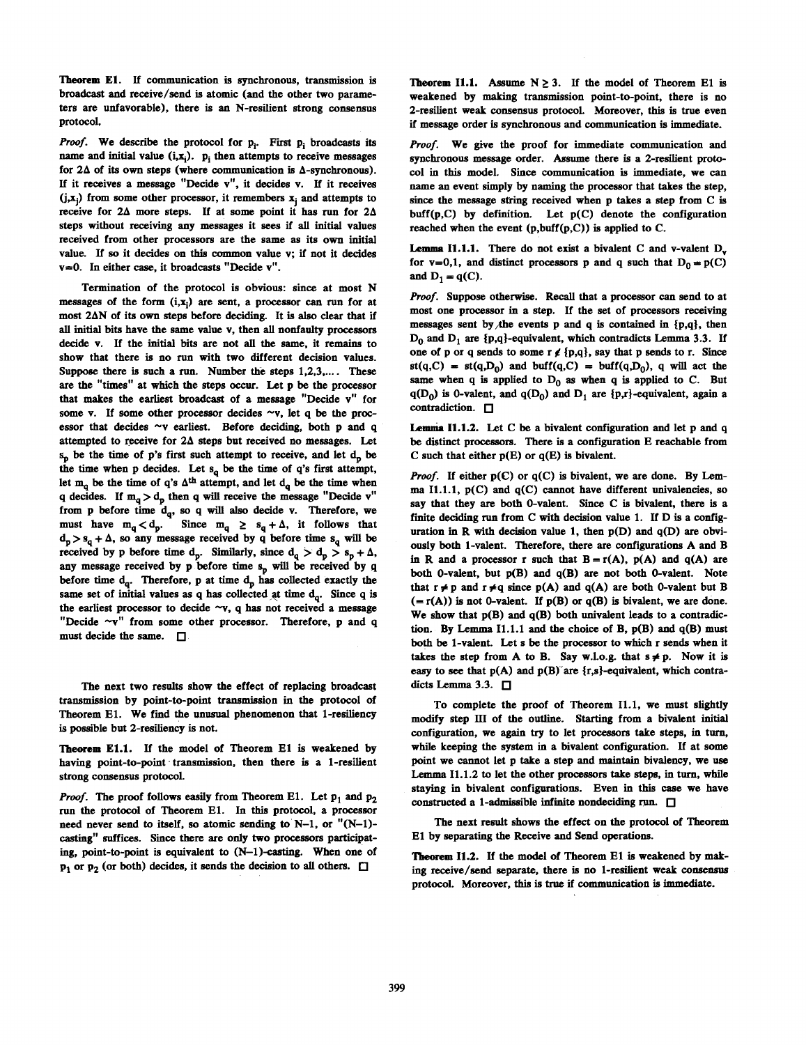**Theorem E1.** If communication is synchronous, transmission is broadcast and receive/send is atomic (and the other two parameters are unfavorable), there is an N-resilient strong consensus protocol.

*Proof.* We describe the protocol for $p_i$. First $p_i$ broadcasts its name and initial value $(i,x_i)$. $p_i$ then attempts to receive messages for $2\Delta$ of its own steps (where communication is $\Delta$-synchronous). If it receives a message "Decide v", it decides v. If it receives $(j,x_j)$ from some other processor, it remembers $x_j$ and attempts to receive for $2\Delta$ more steps. If at some point it has run for $2\Delta$ steps without receiving any messages it sees if all initial values received from other processors are the same as its own initial value. If so it decides on this common value v; if not it decides v=0. In either case, it broadcasts "Decide v".

Termination of the protocol is obvious: since at most N messages of the form $(i,x_i)$ are sent, a processor can run for at most $2\Delta N$ of its own steps before deciding. It is also clear that if all initial bits have the same value v, then all nonfaulty processors decide v. If the initial bits are not all the same, it remains to show that there is no run with two different decision values. Suppose there is such a run. Number the steps 1,2,3,.... These are the "times" at which the steps occur. Let p be the processor that makes the earliest broadcast of a message "Decide v" for some v. If some other processor decides ~v, let q be the processor that decides ~v earliest. Before deciding, both p and q attempted to receive for $2\Delta$ steps but received no messages. Let $s_p$ be the time of p's first such attempt to receive, and let $d_p$ be the time when p decides. Let $s_q$ be the time of q's first attempt, let $m_q$ be the time of q's $\Delta^{th}$ attempt, and let $d_q$ be the time when q decides. If $m_q > d_p$ then q will receive the message "Decide v" from p before time $d_q$, so q will also decide v. Therefore, we must have $m_q < d_p$. Since $m_q \geq s_q + \Delta$, it follows that $d_p > s_q + \Delta$, so any message received by q before time $s_q$ will be received by p before time $d_p$. Similarly, since $d_q > d_p > s_p + \Delta$, any message received by p before time $s_p$ will be received by q before time $d_q$. Therefore, p at time $d_p$ has collected exactly the same set of initial values as q has collected at time $d_q$. Since q is the earliest processor to decide ~v, q has not received a message "Decide ~v" from some other processor. Therefore, p and q must decide the same. □

The next two results show the effect of replacing broadcast transmission by point-to-point transmission in the protocol of Theorem E1. We find the unusual phenomenon that 1-resiliency is possible but 2-resiliency is not.

**Theorem E1.1.** If the model of Theorem E1 is weakened by having point-to-point transmission, then there is a 1-resilient strong consensus protocol.

*Proof.* The proof follows easily from Theorem E1. Let $p_1$ and $p_2$ run the protocol of Theorem E1. In this protocol, a processor need never send to itself, so atomic sending to N–1, or "(N–1)-casting" suffices. Since there are only two processors participating, point-to-point is equivalent to (N–1)-casting. When one of $p_1$ or $p_2$ (or both) decides, it sends the decision to all others. □

**Theorem I1.1.** Assume $N \geq 3$. If the model of Theorem E1 is weakened by making transmission point-to-point, there is no 2-resilient weak consensus protocol. Moreover, this is true even if message order is synchronous and communication is immediate.

*Proof.* We give the proof for immediate communication and synchronous message order. Assume there is a 2-resilient protocol in this model. Since communication is immediate, we can name an event simply by naming the processor that takes the step, since the message string received when p takes a step from C is buff(p,C) by definition. Let p(C) denote the configuration reached when the event (p,buff(p,C)) is applied to C.

**Lemma I1.1.1.** There do not exist a bivalent C and v-valent $D_v$ for v=0,1, and distinct processors p and q such that $D_0 = p(C)$ and $D_1 = q(C)$.

*Proof.* Suppose otherwise. Recall that a processor can send to at most one processor in a step. If the set of processors receiving messages sent by the events p and q is contained in {p,q}, then $D_0$ and $D_1$ are {p,q}-equivalent, which contradicts Lemma 3.3. If one of p or q sends to some $r \notin$ {p,q}, say that p sends to r. Since st(q,C) = st(q,$D_0$) and buff(q,C) = buff(q,$D_0$), q will act the same when q is applied to $D_0$ as when q is applied to C. But q($D_0$) is 0-valent, and q($D_0$) and $D_1$ are {p,r}-equivalent, again a contradiction. □

**Lemma I1.1.2.** Let C be a bivalent configuration and let p and q be distinct processors. There is a configuration E reachable from C such that either p(E) or q(E) is bivalent.

*Proof.* If either p(C) or q(C) is bivalent, we are done. By Lemma I1.1.1, p(C) and q(C) cannot have different univalencies, so say that they are both 0-valent. Since C is bivalent, there is a finite deciding run from C with decision value 1. If D is a configuration in R with decision value 1, then p(D) and q(D) are obviously both 1-valent. Therefore, there are configurations A and B in R and a processor r such that B = r(A), p(A) and q(A) are both 0-valent, but p(B) and q(B) are not both 0-valent. Note that $r \neq p$ and $r \neq q$ since p(A) and q(A) are both 0-valent but B (= r(A)) is not 0-valent. If p(B) or q(B) is bivalent, we are done. We show that p(B) and q(B) both univalent leads to a contradiction. By Lemma I1.1.1 and the choice of B, p(B) and q(B) must both be 1-valent. Let s be the processor to which r sends when it takes the step from A to B. Say w.l.o.g. that $s \neq p$. Now it is easy to see that p(A) and p(B) are {r,s}-equivalent, which contradicts Lemma 3.3. □

To complete the proof of Theorem I1.1, we must slightly modify step III of the outline. Starting from a bivalent initial configuration, we again try to let processors take steps, in turn, while keeping the system in a bivalent configuration. If at some point we cannot let p take a step and maintain bivalency, we use Lemma I1.1.2 to let the other processors take steps, in turn, while staying in bivalent configurations. Even in this case we have constructed a 1-admissible infinite nondeciding run. □

The next result shows the effect on the protocol of Theorem E1 by separating the Receive and Send operations.

**Theorem I1.2.** If the model of Theorem E1 is weakened by making receive/send separate, there is no 1-resilient weak consensus protocol. Moreover, this is true if communication is immediate.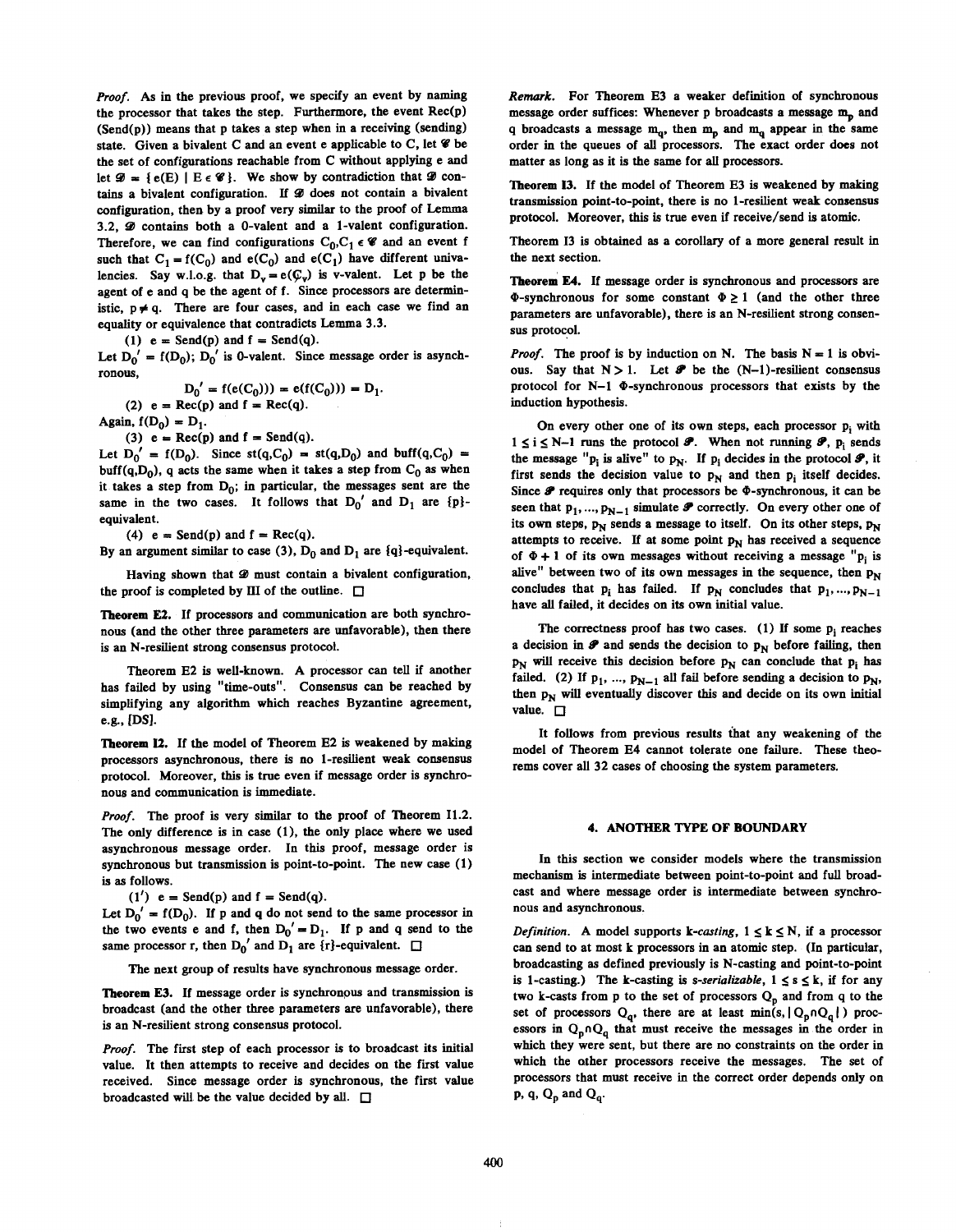*Proof.* As in the previous proof, we specify an event by naming the processor that takes the step. Furthermore, the event Rec(p) (Send(p)) means that p takes a step when in a receiving (sending) state. Given a bivalent C and an event e applicable to C, let $\mathscr{C}$ be the set of configurations reachable from C without applying e and let $\mathscr{D} = \{ e(E) \mid E \in \mathscr{C} \}$. We show by contradiction that $\mathscr{D}$ contains a bivalent configuration. If $\mathscr{D}$ does not contain a bivalent configuration, then by a proof very similar to the proof of Lemma 3.2, $\mathscr{D}$ contains both a 0-valent and a 1-valent configuration. Therefore, we can find configurations $C_0, C_1 \in \mathscr{C}$ and an event f such that $C_1 = f(C_0)$ and $e(C_0)$ and $e(C_1)$ have different univalencies. Say w.l.o.g. that $D_v = e(C_v)$ is v-valent. Let p be the agent of e and q be the agent of f. Since processors are deterministic, $p \neq q$. There are four cases, and in each case we find an equality or equivalence that contradicts Lemma 3.3.

(1) e = Send(p) and f = Send(q).

Let $D_0' = f(D_0)$; $D_0'$ is 0-valent. Since message order is asynchronous,

$$D_0' = f(e(C_0))) = e(f(C_0))) = D_1.$$

(2) e = Rec(p) and f = Rec(q).

Again, $f(D_0) = D_1$.

(3) e = Rec(p) and f = Send(q).

Let $D_0' = f(D_0)$. Since $st(q,C_0) = st(q,D_0)$ and $buff(q,C_0) = buff(q,D_0)$, q acts the same when it takes a step from $C_0$ as when it takes a step from $D_0$; in particular, the messages sent are the same in the two cases. It follows that $D_0'$ and $D_1$ are {p}-equivalent.

(4) e = Send(p) and f = Rec(q).

By an argument similar to case (3), $D_0$ and $D_1$ are {q}-equivalent.

Having shown that $\mathscr{D}$ must contain a bivalent configuration, the proof is completed by III of the outline. □

**Theorem E2.** If processors and communication are both synchronous (and the other three parameters are unfavorable), then there is an N-resilient strong consensus protocol.

Theorem E2 is well-known. A processor can tell if another has failed by using "time-outs". Consensus can be reached by simplifying any algorithm which reaches Byzantine agreement, e.g., [DS].

**Theorem I2.** If the model of Theorem E2 is weakened by making processors asynchronous, there is no 1-resilient weak consensus protocol. Moreover, this is true even if message order is synchronous and communication is immediate.

*Proof.* The proof is very similar to the proof of Theorem I1.2. The only difference is in case (1), the only place where we used asynchronous message order. In this proof, message order is synchronous but transmission is point-to-point. The new case (1) is as follows.

(1') e = Send(p) and f = Send(q).

Let $D_0' = f(D_0)$. If p and q do not send to the same processor in the two events e and f, then $D_0' = D_1$. If p and q send to the same processor r, then $D_0'$ and $D_1$ are {r}-equivalent. □

The next group of results have synchronous message order.

**Theorem E3.** If message order is synchronous and transmission is broadcast (and the other three parameters are unfavorable), there is an N-resilient strong consensus protocol.

*Proof.* The first step of each processor is to broadcast its initial value. It then attempts to receive and decides on the first value received. Since message order is synchronous, the first value broadcasted will be the value decided by all. □

*Remark.* For Theorem E3 a weaker definition of synchronous message order suffices: Whenever p broadcasts a message $m_p$ and q broadcasts a message $m_q$, then $m_p$ and $m_q$ appear in the same order in the queues of all processors. The exact order does not matter as long as it is the same for all processors.

**Theorem I3.** If the model of Theorem E3 is weakened by making transmission point-to-point, there is no 1-resilient weak consensus protocol. Moreover, this is true even if receive/send is atomic.

Theorem I3 is obtained as a corollary of a more general result in the next section.

**Theorem E4.** If message order is synchronous and processors are $\Phi$-synchronous for some constant $\Phi \geq 1$ (and the other three parameters are unfavorable), there is an N-resilient strong consensus protocol.

*Proof.* The proof is by induction on N. The basis N = 1 is obvious. Say that N > 1. Let $\mathscr{P}$ be the (N−1)-resilient consensus protocol for N−1 $\Phi$-synchronous processors that exists by the induction hypothesis.

On every other one of its own steps, each processor $p_i$ with $1 \leq i \leq N-1$ runs the protocol $\mathscr{P}$. When not running $\mathscr{P}$, $p_i$ sends the message "$p_i$ is alive" to $p_N$. If $p_i$ decides in the protocol $\mathscr{P}$, it first sends the decision value to $p_N$ and then $p_i$ itself decides. Since $\mathscr{P}$ requires only that processors be $\Phi$-synchronous, it can be seen that $p_1, ..., p_{N-1}$ simulate $\mathscr{P}$ correctly. On every other one of its own steps, $p_N$ sends a message to itself. On its other steps, $p_N$ attempts to receive. If at some point $p_N$ has received a sequence of $\Phi + 1$ of its own messages without receiving a message "$p_i$ is alive" between two of its own messages in the sequence, then $p_N$ concludes that $p_i$ has failed. If $p_N$ concludes that $p_1, ..., p_{N-1}$ have all failed, it decides on its own initial value.

The correctness proof has two cases. (1) If some $p_i$ reaches a decision in $\mathscr{P}$ and sends the decision to $p_N$ before failing, then $p_N$ will receive this decision before $p_N$ can conclude that $p_i$ has failed. (2) If $p_1, ..., p_{N-1}$ all fail before sending a decision to $p_N$, then $p_N$ will eventually discover this and decide on its own initial value. □

It follows from previous results that any weakening of the model of Theorem E4 cannot tolerate one failure. These theorems cover all 32 cases of choosing the system parameters.

## 4. ANOTHER TYPE OF BOUNDARY

In this section we consider models where the transmission mechanism is intermediate between point-to-point and full broadcast and where message order is intermediate between synchronous and asynchronous.

*Definition.* A model supports *k-casting*, $1 \leq k \leq N$, if a processor can send to at most k processors in an atomic step. (In particular, broadcasting as defined previously is N-casting and point-to-point is 1-casting.) The k-casting is *s-serializable*, $1 \leq s \leq k$, if for any two k-casts from p to the set of processors $Q_p$ and from q to the set of processors $Q_q$, there are at least $\min(s, |Q_p \cap Q_q|)$ processors in $Q_p \cap Q_q$ that must receive the messages in the order in which they were sent, but there are no constraints on the order in which the other processors receive the messages. The set of processors that must receive in the correct order depends only on p, q, $Q_p$ and $Q_q$.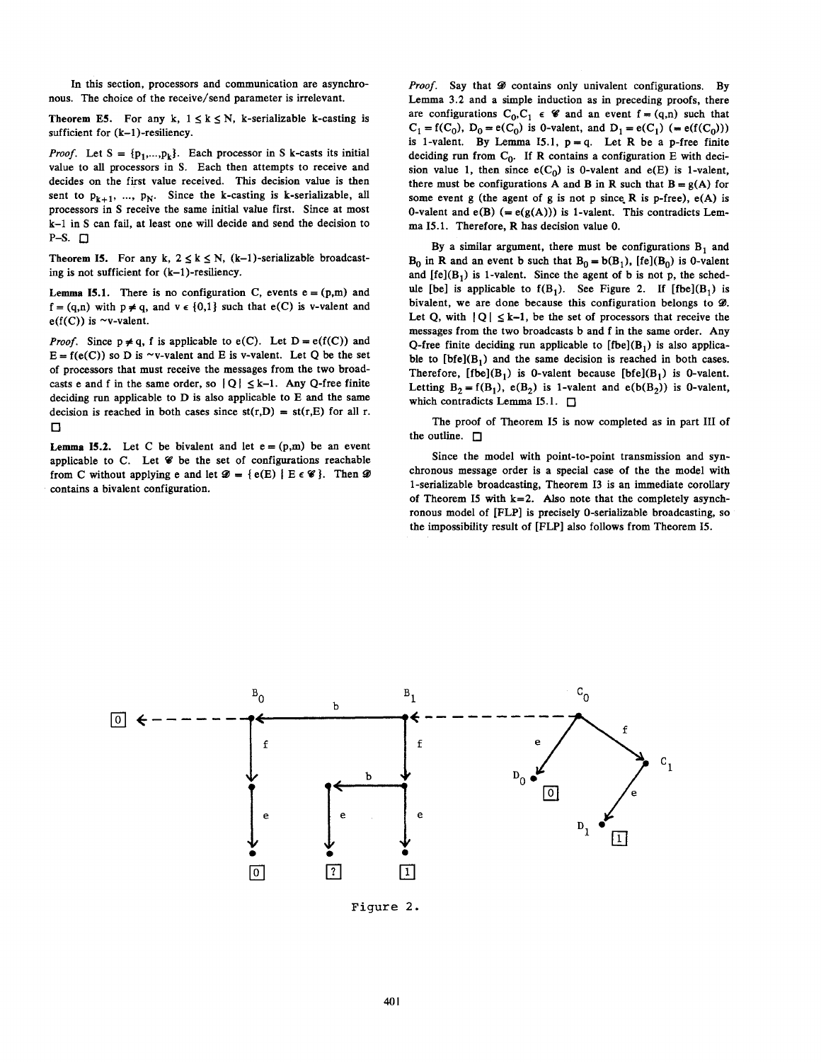In this section, processors and communication are asynchronous. The choice of the receive/send parameter is irrelevant.

**Theorem E5.** For any k, $1 \leq k \leq N$, k-serializable k-casting is sufficient for (k–1)-resiliency.

*Proof.* Let $S = \{p_1,...,p_k\}$. Each processor in S k-casts its initial value to all processors in S. Each then attempts to receive and decides on the first value received. This decision value is then sent to $p_{k+1}, ..., p_N$. Since the k-casting is k-serializable, all processors in S receive the same initial value first. Since at most k–1 in S can fail, at least one will decide and send the decision to P–S. □

**Theorem I5.** For any k, $2 \leq k \leq N$, (k–1)-serializable broadcasting is not sufficient for (k–1)-resiliency.

**Lemma I5.1.** There is no configuration C, events e = (p,m) and f = (q,n) with $p \neq q$, and $v \in \{0,1\}$ such that e(C) is v-valent and e(f(C)) is ~v-valent.

*Proof.* Since $p \neq q$, f is applicable to e(C). Let D = e(f(C)) and E = f(e(C)) so D is ~v-valent and E is v-valent. Let Q be the set of processors that must receive the messages from the two broadcasts e and f in the same order, so $|Q| \leq k-1$. Any Q-free finite deciding run applicable to D is also applicable to E and the same decision is reached in both cases since st(r,D) = st(r,E) for all r. □

**Lemma I5.2.** Let C be bivalent and let e = (p,m) be an event applicable to C. Let $\mathscr{C}$ be the set of configurations reachable from C without applying e and let $\mathscr{D} = \{ e(E) \mid E \in \mathscr{C} \}$. Then $\mathscr{D}$ contains a bivalent configuration.

*Proof.* Say that $\mathscr{D}$ contains only univalent configurations. By Lemma 3.2 and a simple induction as in preceding proofs, there are configurations $C_0, C_1 \in \mathscr{C}$ and an event f = (q,n) such that $C_1 = f(C_0)$, $D_0 = e(C_0)$ is 0-valent, and $D_1 = e(C_1)$ (= $e(f(C_0))$) is 1-valent. By Lemma I5.1, p = q. Let R be a p-free finite deciding run from $C_0$. If R contains a configuration E with decision value 1, then since $e(C_0)$ is 0-valent and e(E) is 1-valent, there must be configurations A and B in R such that B = g(A) for some event g (the agent of g is not p since R is p-free), e(A) is 0-valent and e(B) (= e(g(A))) is 1-valent. This contradicts Lemma I5.1. Therefore, R has decision value 0.

By a similar argument, there must be configurations $B_1$ and $B_0$ in R and an event b such that $B_0 = b(B_1)$, $[fe](B_0)$ is 0-valent and $[fe](B_1)$ is 1-valent. Since the agent of b is not p, the schedule [be] is applicable to $f(B_1)$. See Figure 2. If $[fbe](B_1)$ is bivalent, we are done because this configuration belongs to $\mathscr{D}$. Let Q, with $|Q| \leq k-1$, be the set of processors that receive the messages from the two broadcasts b and f in the same order. Any Q-free finite deciding run applicable to $[fbe](B_1)$ is also applicable to $[bfe](B_1)$ and the same decision is reached in both cases. Therefore, $[fbe](B_1)$ is 0-valent because $[bfe](B_1)$ is 0-valent. Letting $B_2 = f(B_1)$, $e(B_2)$ is 1-valent and $e(b(B_2))$ is 0-valent, which contradicts Lemma I5.1. □

The proof of Theorem I5 is now completed as in part III of the outline. □

Since the model with point-to-point transmission and synchronous message order is a special case of the the model with 1-serializable broadcasting, Theorem I3 is an immediate corollary of Theorem I5 with k=2. Also note that the completely asynchronous model of [FLP] is precisely 0-serializable broadcasting, so the impossibility result of [FLP] also follows from Theorem I5.

Figure 2.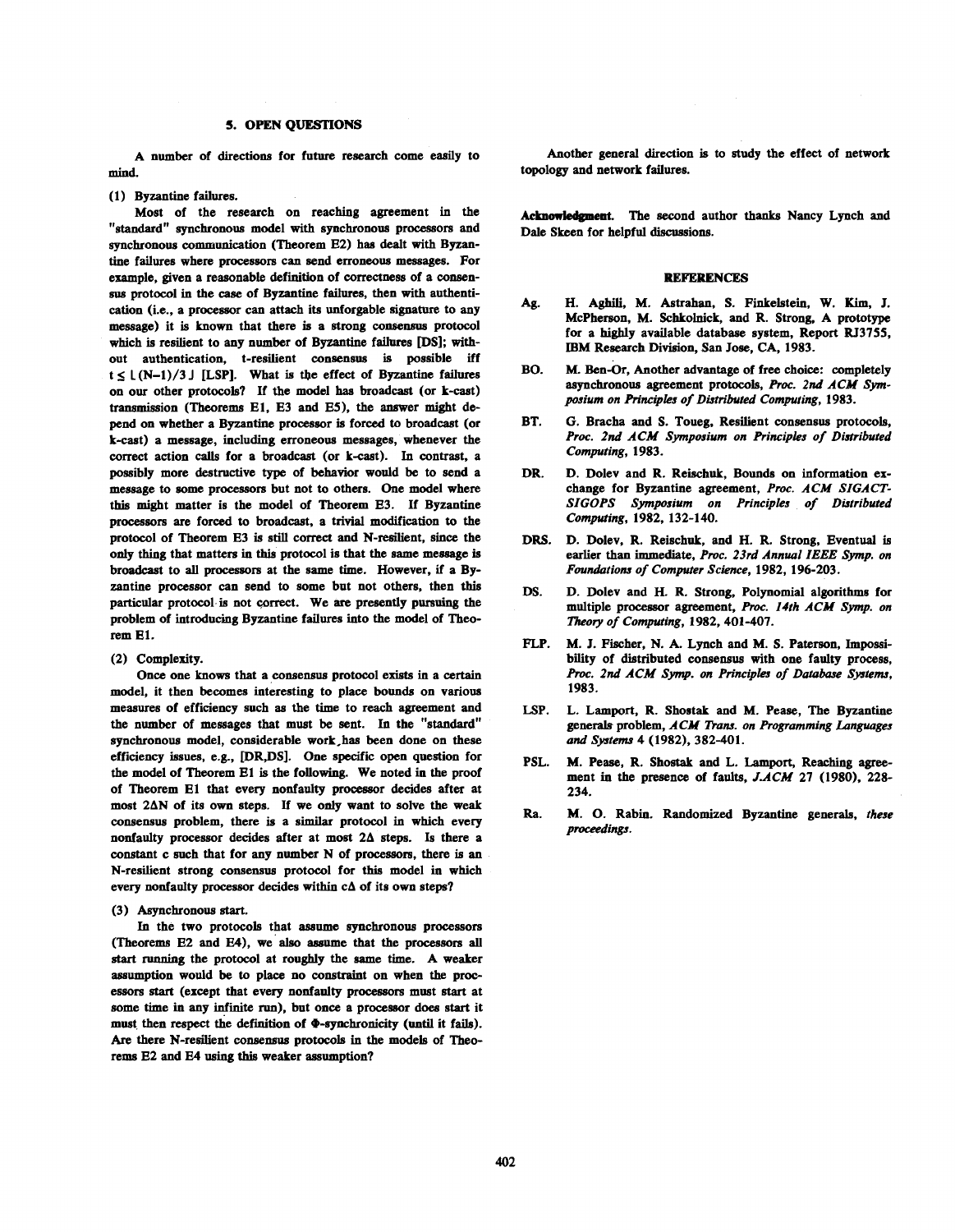## 5. OPEN QUESTIONS

A number of directions for future research come easily to mind.

(1) Byzantine failures.

Most of the research on reaching agreement in the "standard" synchronous model with synchronous processors and synchronous communication (Theorem E2) has dealt with Byzantine failures where processors can send erroneous messages. For example, given a reasonable definition of correctness of a consensus protocol in the case of Byzantine failures, then with authentication (i.e., a processor can attach its unforgable signature to any message) it is known that there is a strong consensus protocol which is resilient to any number of Byzantine failures [DS]; without authentication, t-resilient consensus is possible iff $t \leq \lfloor (N-1)/3 \rfloor$ [LSP]. What is the effect of Byzantine failures on our other protocols? If the model has broadcast (or k-cast) transmission (Theorems E1, E3 and E5), the answer might depend on whether a Byzantine processor is forced to broadcast (or k-cast) a message, including erroneous messages, whenever the correct action calls for a broadcast (or k-cast). In contrast, a possibly more destructive type of behavior would be to send a message to some processors but not to others. One model where this might matter is the model of Theorem E3. If Byzantine processors are forced to broadcast, a trivial modification to the protocol of Theorem E3 is still correct and N-resilient, since the only thing that matters in this protocol is that the same message is broadcast to all processors at the same time. However, if a Byzantine processor can send to some but not others, then this particular protocol is not correct. We are presently pursuing the problem of introducing Byzantine failures into the model of Theorem E1.

(2) Complexity.

Once one knows that a consensus protocol exists in a certain model, it then becomes interesting to place bounds on various measures of efficiency such as the time to reach agreement and the number of messages that must be sent. In the "standard" synchronous model, considerable work has been done on these efficiency issues, e.g., [DR,DS]. One specific open question for the model of Theorem E1 is the following. We noted in the proof of Theorem E1 that every nonfaulty processor decides after at most $2\Delta N$ of its own steps. If we only want to solve the weak consensus problem, there is a similar protocol in which every nonfaulty processor decides after at most $2\Delta$ steps. Is there a constant c such that for any number N of processors, there is an N-resilient strong consensus protocol for this model in which every nonfaulty processor decides within $c\Delta$ of its own steps?

(3) Asynchronous start.

In the two protocols that assume synchronous processors (Theorems E2 and E4), we also assume that the processors all start running the protocol at roughly the same time. A weaker assumption would be to place no constraint on when the processors start (except that every nonfaulty processors must start at some time in any infinite run), but once a processor does start it must then respect the definition of $\Phi$-synchronicity (until it fails). Are there N-resilient consensus protocols in the models of Theorems E2 and E4 using this weaker assumption?

Another general direction is to study the effect of network topology and network failures.

**Acknowledgment.** The second author thanks Nancy Lynch and Dale Skeen for helpful discussions.

## REFERENCES

Ag. H. Aghili, M. Astrahan, S. Finkelstein, W. Kim, J. McPherson, M. Schkolnick, and R. Strong, A prototype for a highly available database system, Report RJ3755, IBM Research Division, San Jose, CA, 1983.

BO. M. Ben-Or, Another advantage of free choice: completely asynchronous agreement protocols, *Proc. 2nd ACM Symposium on Principles of Distributed Computing*, 1983.

BT. G. Bracha and S. Toueg, Resilient consensus protocols, *Proc. 2nd ACM Symposium on Principles of Distributed Computing*, 1983.

DR. D. Dolev and R. Reischuk, Bounds on information exchange for Byzantine agreement, *Proc. ACM SIGACT-SIGOPS Symposium on Principles of Distributed Computing*, 1982, 132-140.

DRS. D. Dolev, R. Reischuk, and H. R. Strong, Eventual is earlier than immediate, *Proc. 23rd Annual IEEE Symp. on Foundations of Computer Science*, 1982, 196-203.

DS. D. Dolev and H. R. Strong, Polynomial algorithms for multiple processor agreement, *Proc. 14th ACM Symp. on Theory of Computing*, 1982, 401-407.

FLP. M. J. Fischer, N. A. Lynch and M. S. Paterson, Impossibility of distributed consensus with one faulty process, *Proc. 2nd ACM Symp. on Principles of Database Systems*, 1983.

LSP. L. Lamport, R. Shostak and M. Pease, The Byzantine generals problem, *ACM Trans. on Programming Languages and Systems* 4 (1982), 382-401.

PSL. M. Pease, R. Shostak and L. Lamport, Reaching agreement in the presence of faults, *J.ACM* 27 (1980), 228-234.

Ra. M. O. Rabin. Randomized Byzantine generals, *these proceedings*.